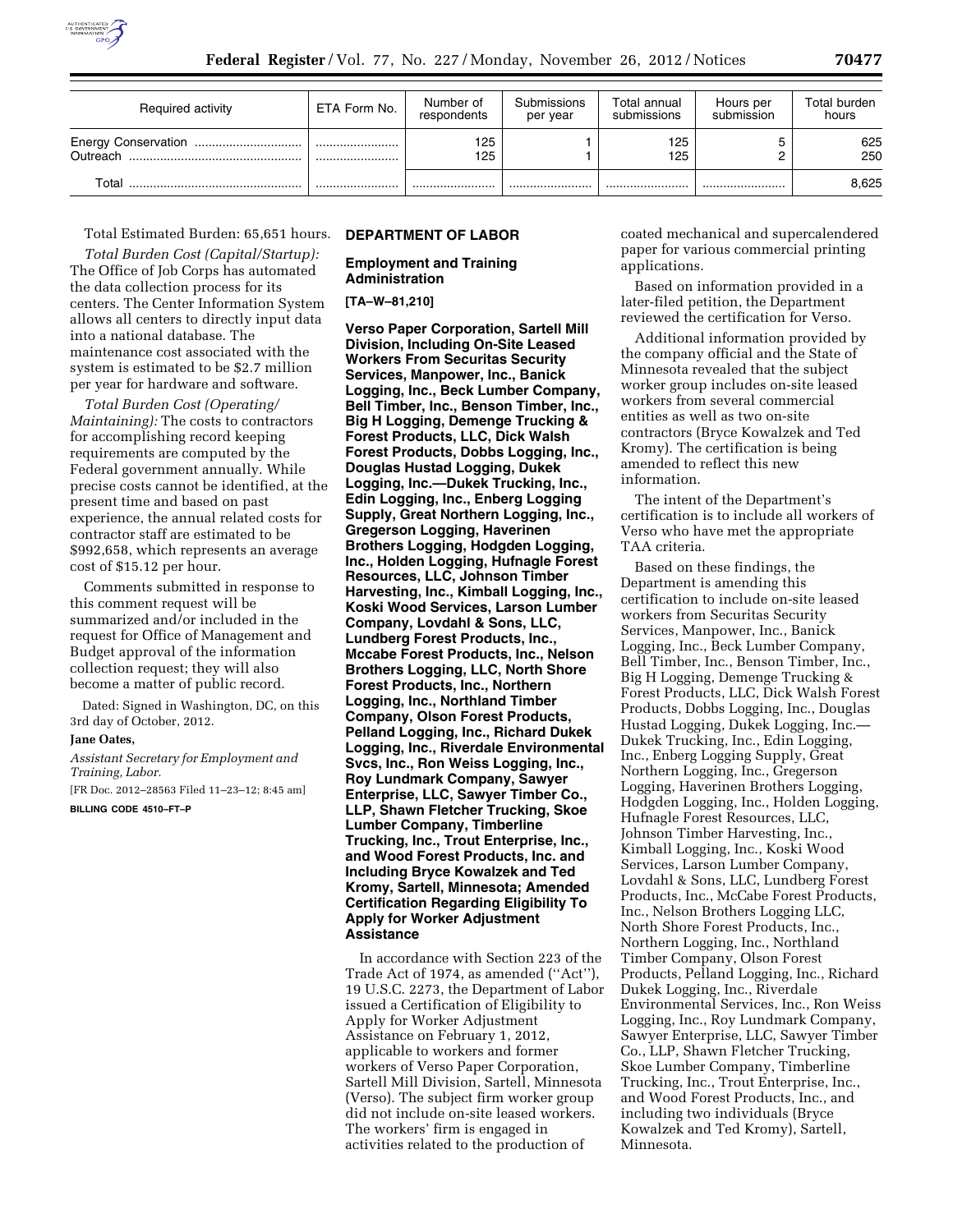| Required activity | ETA Form No. | Number of respondents | Submissions per year | Total annual submissions | Hours per submission | Total burden hours |
|---|---|---|---|---|---|---|
| Energy Conservation | | 125 | 1 | 125 | 5 | 625 |
| Outreach | | 125 | 1 | 125 | 2 | 250 |
| Total | | | | | | 8,625 |

Total Estimated Burden: 65,651 hours.

*Total Burden Cost (Capital/Startup):* The Office of Job Corps has automated the data collection process for its centers. The Center Information System allows all centers to directly input data into a national database. The maintenance cost associated with the system is estimated to be $2.7 million per year for hardware and software.

*Total Burden Cost (Operating/Maintaining):* The costs to contractors for accomplishing record keeping requirements are computed by the Federal government annually. While precise costs cannot be identified, at the present time and based on past experience, the annual related costs for contractor staff are estimated to be $992,658, which represents an average cost of $15.12 per hour.

Comments submitted in response to this comment request will be summarized and/or included in the request for Office of Management and Budget approval of the information collection request; they will also become a matter of public record.

Dated: Signed in Washington, DC, on this 3rd day of October, 2012.

**Jane Oates,**

*Assistant Secretary for Employment and Training, Labor.*

[FR Doc. 2012–28563 Filed 11–23–12; 8:45 am]

**BILLING CODE 4510–FT–P**

## DEPARTMENT OF LABOR

### Employment and Training Administration

**[TA–W–81,210]**

### Verso Paper Corporation, Sartell Mill Division, Including On-Site Leased Workers From Securitas Security Services, Manpower, Inc., Banick Logging, Inc., Beck Lumber Company, Bell Timber, Inc., Benson Timber, Inc., Big H Logging, Demenge Trucking & Forest Products, LLC, Dick Walsh Forest Products, Dobbs Logging, Inc., Douglas Hustad Logging, Dukek Logging, Inc.—Dukek Trucking, Inc., Edin Logging, Inc., Enberg Logging Supply, Great Northern Logging, Inc., Gregerson Logging, Haverinen Brothers Logging, Hodgden Logging, Inc., Holden Logging, Hufnagle Forest Resources, LLC, Johnson Timber Harvesting, Inc., Kimball Logging, Inc., Koski Wood Services, Larson Lumber Company, Lovdahl & Sons, LLC, Lundberg Forest Products, Inc., Mccabe Forest Products, Inc., Nelson Brothers Logging, LLC, North Shore Forest Products, Inc., Northern Logging, Inc., Northland Timber Company, Olson Forest Products, Pelland Logging, Inc., Richard Dukek Logging, Inc., Riverdale Environmental Svcs, Inc., Ron Weiss Logging, Inc., Roy Lundmark Company, Sawyer Enterprise, LLC, Sawyer Timber Co., LLP, Shawn Fletcher Trucking, Skoe Lumber Company, Timberline Trucking, Inc., Trout Enterprise, Inc., and Wood Forest Products, Inc. and Including Bryce Kowalzek and Ted Kromy, Sartell, Minnesota; Amended Certification Regarding Eligibility To Apply for Worker Adjustment Assistance

In accordance with Section 223 of the Trade Act of 1974, as amended (''Act''), 19 U.S.C. 2273, the Department of Labor issued a Certification of Eligibility to Apply for Worker Adjustment Assistance on February 1, 2012, applicable to workers and former workers of Verso Paper Corporation, Sartell Mill Division, Sartell, Minnesota (Verso). The subject firm worker group did not include on-site leased workers. The workers' firm is engaged in activities related to the production of coated mechanical and supercalendered paper for various commercial printing applications.

Based on information provided in a later-filed petition, the Department reviewed the certification for Verso.

Additional information provided by the company official and the State of Minnesota revealed that the subject worker group includes on-site leased workers from several commercial entities as well as two on-site contractors (Bryce Kowalzek and Ted Kromy). The certification is being amended to reflect this new information.

The intent of the Department's certification is to include all workers of Verso who have met the appropriate TAA criteria.

Based on these findings, the Department is amending this certification to include on-site leased workers from Securitas Security Services, Manpower, Inc., Banick Logging, Inc., Beck Lumber Company, Bell Timber, Inc., Benson Timber, Inc., Big H Logging, Demenge Trucking & Forest Products, LLC, Dick Walsh Forest Products, Dobbs Logging, Inc., Douglas Hustad Logging, Dukek Logging, Inc.—Dukek Trucking, Inc., Edin Logging, Inc., Enberg Logging Supply, Great Northern Logging, Inc., Gregerson Logging, Haverinen Brothers Logging, Hodgden Logging, Inc., Holden Logging, Hufnagle Forest Resources, LLC, Johnson Timber Harvesting, Inc., Kimball Logging, Inc., Koski Wood Services, Larson Lumber Company, Lovdahl & Sons, LLC, Lundberg Forest Products, Inc., McCabe Forest Products, Inc., Nelson Brothers Logging LLC, North Shore Forest Products, Inc., Northern Logging, Inc., Northland Timber Company, Olson Forest Products, Pelland Logging, Inc., Richard Dukek Logging, Inc., Riverdale Environmental Services, Inc., Ron Weiss Logging, Inc., Roy Lundmark Company, Sawyer Enterprise, LLC, Sawyer Timber Co., LLP, Shawn Fletcher Trucking, Skoe Lumber Company, Timberline Trucking, Inc., Trout Enterprise, Inc., and Wood Forest Products, Inc., and including two individuals (Bryce Kowalzek and Ted Kromy), Sartell, Minnesota.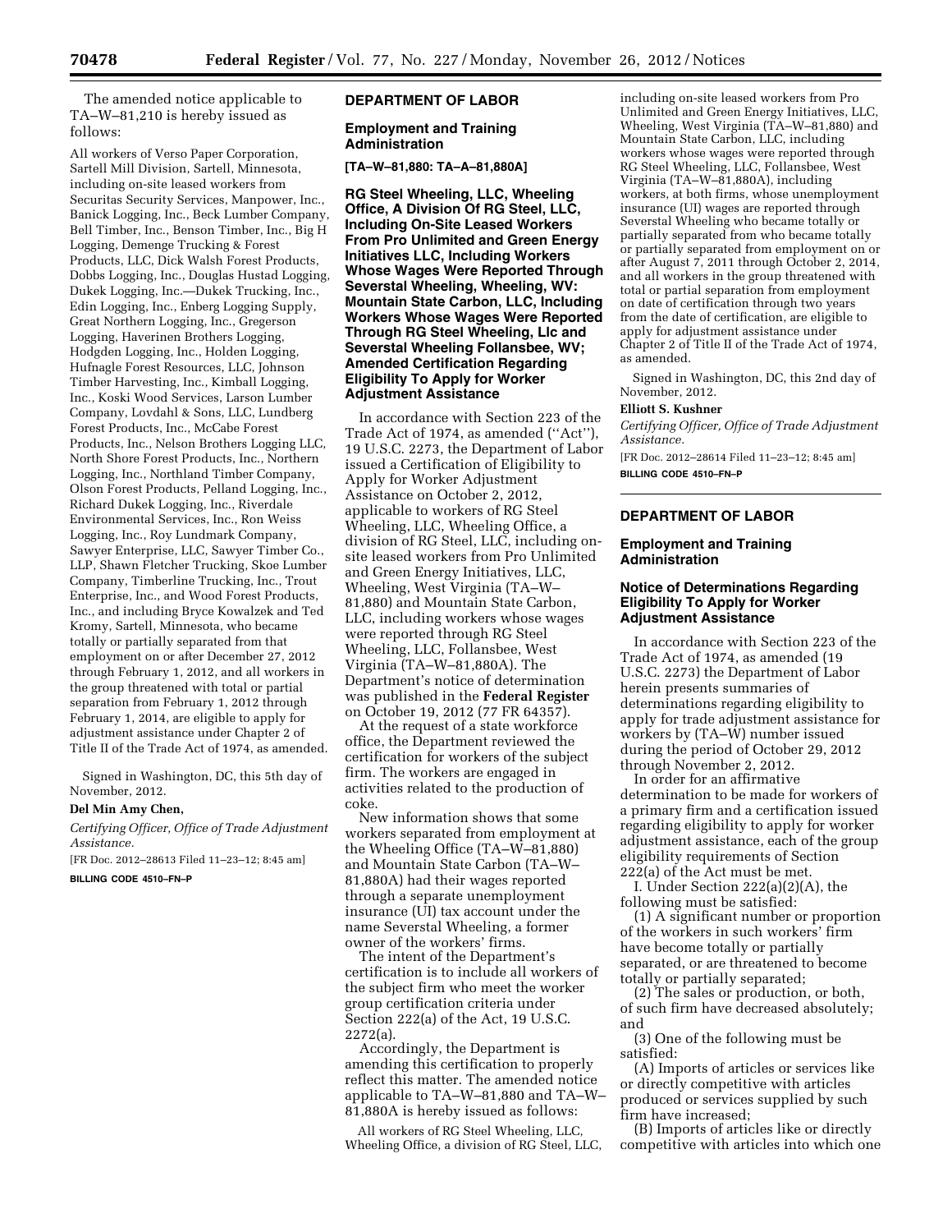The amended notice applicable to TA–W–81,210 is hereby issued as follows:

All workers of Verso Paper Corporation, Sartell Mill Division, Sartell, Minnesota, including on-site leased workers from Securitas Security Services, Manpower, Inc., Banick Logging, Inc., Beck Lumber Company, Bell Timber, Inc., Benson Timber, Inc., Big H Logging, Demenge Trucking & Forest Products, LLC, Dick Walsh Forest Products, Dobbs Logging, Inc., Douglas Hustad Logging, Dukek Logging, Inc.—Dukek Trucking, Inc., Edin Logging, Inc., Enberg Logging Supply, Great Northern Logging, Inc., Gregerson Logging, Haverinen Brothers Logging, Hodgden Logging, Inc., Holden Logging, Hufnagle Forest Resources, LLC, Johnson Timber Harvesting, Inc., Kimball Logging, Inc., Koski Wood Services, Larson Lumber Company, Lovdahl & Sons, LLC, Lundberg Forest Products, Inc., McCabe Forest Products, Inc., Nelson Brothers Logging LLC, North Shore Forest Products, Inc., Northern Logging, Inc., Northland Timber Company, Olson Forest Products, Pelland Logging, Inc., Richard Dukek Logging, Inc., Riverdale Environmental Services, Inc., Ron Weiss Logging, Inc., Roy Lundmark Company, Sawyer Enterprise, LLC, Sawyer Timber Co., LLP, Shawn Fletcher Trucking, Skoe Lumber Company, Timberline Trucking, Inc., Trout Enterprise, Inc., and Wood Forest Products, Inc., and including Bryce Kowalzek and Ted Kromy, Sartell, Minnesota, who became totally or partially separated from that employment on or after December 27, 2012 through February 1, 2012, and all workers in the group threatened with total or partial separation from February 1, 2012 through February 1, 2014, are eligible to apply for adjustment assistance under Chapter 2 of Title II of the Trade Act of 1974, as amended.

Signed in Washington, DC, this 5th day of November, 2012.

**Del Min Amy Chen,**

*Certifying Officer, Office of Trade Adjustment Assistance.*

[FR Doc. 2012–28613 Filed 11–23–12; 8:45 am]

**BILLING CODE 4510–FN–P**

## DEPARTMENT OF LABOR

### Employment and Training Administration

**[TA–W–81,880: TA–A–81,880A]**

### RG Steel Wheeling, LLC, Wheeling Office, A Division Of RG Steel, LLC, Including On-Site Leased Workers From Pro Unlimited and Green Energy Initiatives LLC, Including Workers Whose Wages Were Reported Through Severstal Wheeling, Wheeling, WV: Mountain State Carbon, LLC, Including Workers Whose Wages Were Reported Through RG Steel Wheeling, Llc and Severstal Wheeling Follansbee, WV; Amended Certification Regarding Eligibility To Apply for Worker Adjustment Assistance

In accordance with Section 223 of the Trade Act of 1974, as amended (''Act''), 19 U.S.C. 2273, the Department of Labor issued a Certification of Eligibility to Apply for Worker Adjustment Assistance on October 2, 2012, applicable to workers of RG Steel Wheeling, LLC, Wheeling Office, a division of RG Steel, LLC, including on-site leased workers from Pro Unlimited and Green Energy Initiatives, LLC, Wheeling, West Virginia (TA–W–81,880) and Mountain State Carbon, LLC, including workers whose wages were reported through RG Steel Wheeling, LLC, Follansbee, West Virginia (TA–W–81,880A). The Department's notice of determination was published in the **Federal Register** on October 19, 2012 (77 FR 64357).

At the request of a state workforce office, the Department reviewed the certification for workers of the subject firm. The workers are engaged in activities related to the production of coke.

New information shows that some workers separated from employment at the Wheeling Office (TA–W–81,880) and Mountain State Carbon (TA–W–81,880A) had their wages reported through a separate unemployment insurance (UI) tax account under the name Severstal Wheeling, a former owner of the workers' firms.

The intent of the Department's certification is to include all workers of the subject firm who meet the worker group certification criteria under Section 222(a) of the Act, 19 U.S.C. 2272(a).

Accordingly, the Department is amending this certification to properly reflect this matter. The amended notice applicable to TA–W–81,880 and TA–W–81,880A is hereby issued as follows:

All workers of RG Steel Wheeling, LLC, Wheeling Office, a division of RG Steel, LLC, including on-site leased workers from Pro Unlimited and Green Energy Initiatives, LLC, Wheeling, West Virginia (TA–W–81,880) and Mountain State Carbon, LLC, including workers whose wages were reported through RG Steel Wheeling, LLC, Follansbee, West Virginia (TA–W–81,880A), including workers, at both firms, whose unemployment insurance (UI) wages are reported through Severstal Wheeling who became totally or partially separated from who became totally or partially separated from employment on or after August 7, 2011 through October 2, 2014, and all workers in the group threatened with total or partial separation from employment on date of certification through two years from the date of certification, are eligible to apply for adjustment assistance under Chapter 2 of Title II of the Trade Act of 1974, as amended.

Signed in Washington, DC, this 2nd day of November, 2012.

**Elliott S. Kushner**

*Certifying Officer, Office of Trade Adjustment Assistance.*

[FR Doc. 2012–28614 Filed 11–23–12; 8:45 am]

**BILLING CODE 4510–FN–P**

## DEPARTMENT OF LABOR

### Employment and Training Administration

### Notice of Determinations Regarding Eligibility To Apply for Worker Adjustment Assistance

In accordance with Section 223 of the Trade Act of 1974, as amended (19 U.S.C. 2273) the Department of Labor herein presents summaries of determinations regarding eligibility to apply for trade adjustment assistance for workers by (TA–W) number issued during the period of October 29, 2012 through November 2, 2012.

In order for an affirmative determination to be made for workers of a primary firm and a certification issued regarding eligibility to apply for worker adjustment assistance, each of the group eligibility requirements of Section 222(a) of the Act must be met.

I. Under Section 222(a)(2)(A), the following must be satisfied:

(1) A significant number or proportion of the workers in such workers' firm have become totally or partially separated, or are threatened to become totally or partially separated;

(2) The sales or production, or both, of such firm have decreased absolutely; and

(3) One of the following must be satisfied:

(A) Imports of articles or services like or directly competitive with articles produced or services supplied by such firm have increased;

(B) Imports of articles like or directly competitive with articles into which one